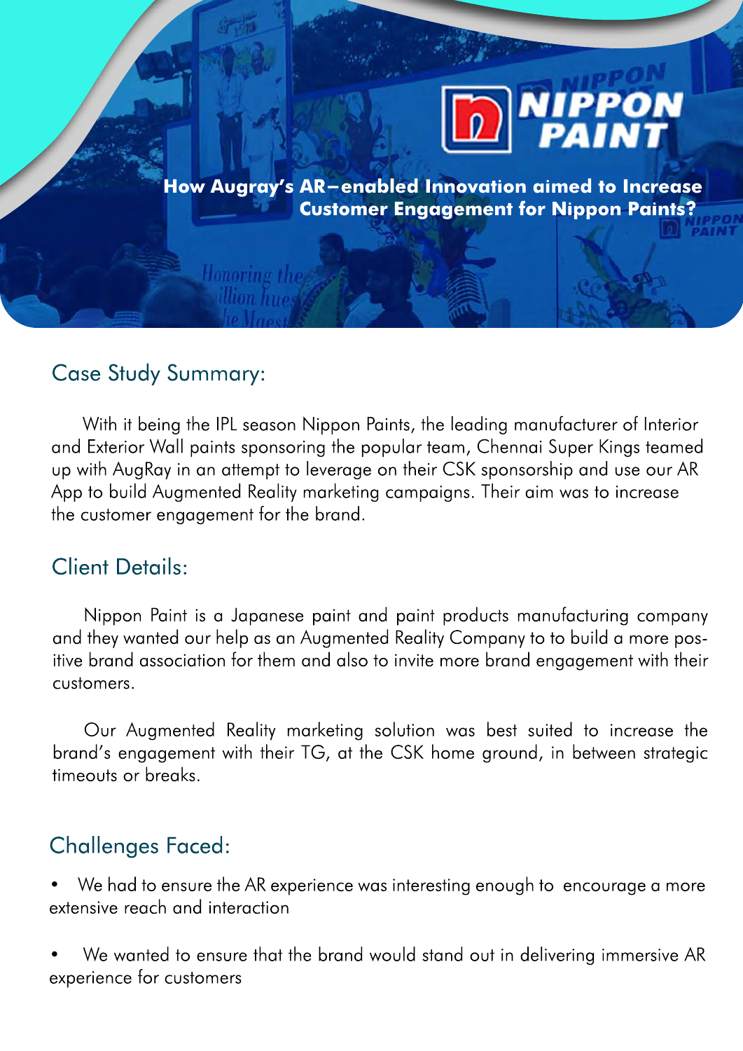# How Augray's AR–enabled Innovation aimed to Increase Customer Engagement for Nippon Paints?

## Case Study Summary:

With it being the IPL season Nippon Paints, the leading manufacturer of Interior and Exterior Wall paints sponsoring the popular team, Chennai Super Kings teamed up with AugRay in an attempt to leverage on their CSK sponsorship and use our AR App to build Augmented Reality marketing campaigns. Their aim was to increase the customer engagement for the brand.

## Client Details:

Nippon Paint is a Japanese paint and paint products manufacturing company and they wanted our help as an Augmented Reality Company to to build a more positive brand association for them and also to invite more brand engagement with their customers.

Our Augmented Reality marketing solution was best suited to increase the brand's engagement with their TG, at the CSK home ground, in between strategic timeouts or breaks.

## Challenges Faced:

- We had to ensure the AR experience was interesting enough to encourage a more extensive reach and interaction
- We wanted to ensure that the brand would stand out in delivering immersive AR experience for customers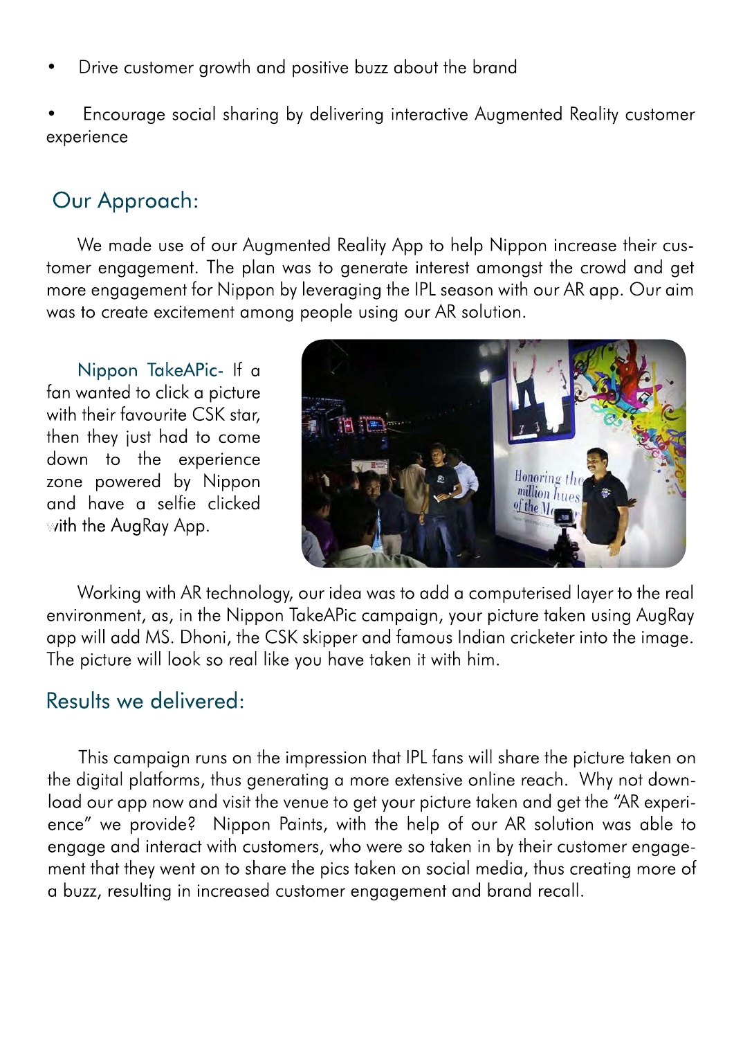- Drive customer growth and positive buzz about the brand
- Encourage social sharing by delivering interactive Augmented Reality customer experience

## Our Approach:

We made use of our Augmented Reality App to help Nippon increase their customer engagement. The plan was to generate interest amongst the crowd and get more engagement for Nippon by leveraging the IPL season with our AR app. Our aim was to create excitement among people using our AR solution.

Nippon TakeAPic- If a fan wanted to click a picture with their favourite CSK star, then they just had to come down to the experience zone powered by Nippon and have a selfie clicked with the AugRay App.

Working with AR technology, our idea was to add a computerised layer to the real environment, as, in the Nippon TakeAPic campaign, your picture taken using AugRay app will add MS. Dhoni, the CSK skipper and famous Indian cricketer into the image. The picture will look so real like you have taken it with him.

## Results we delivered:

This campaign runs on the impression that IPL fans will share the picture taken on the digital platforms, thus generating a more extensive online reach. Why not download our app now and visit the venue to get your picture taken and get the "AR experience" we provide? Nippon Paints, with the help of our AR solution was able to engage and interact with customers, who were so taken in by their customer engagement that they went on to share the pics taken on social media, thus creating more of a buzz, resulting in increased customer engagement and brand recall.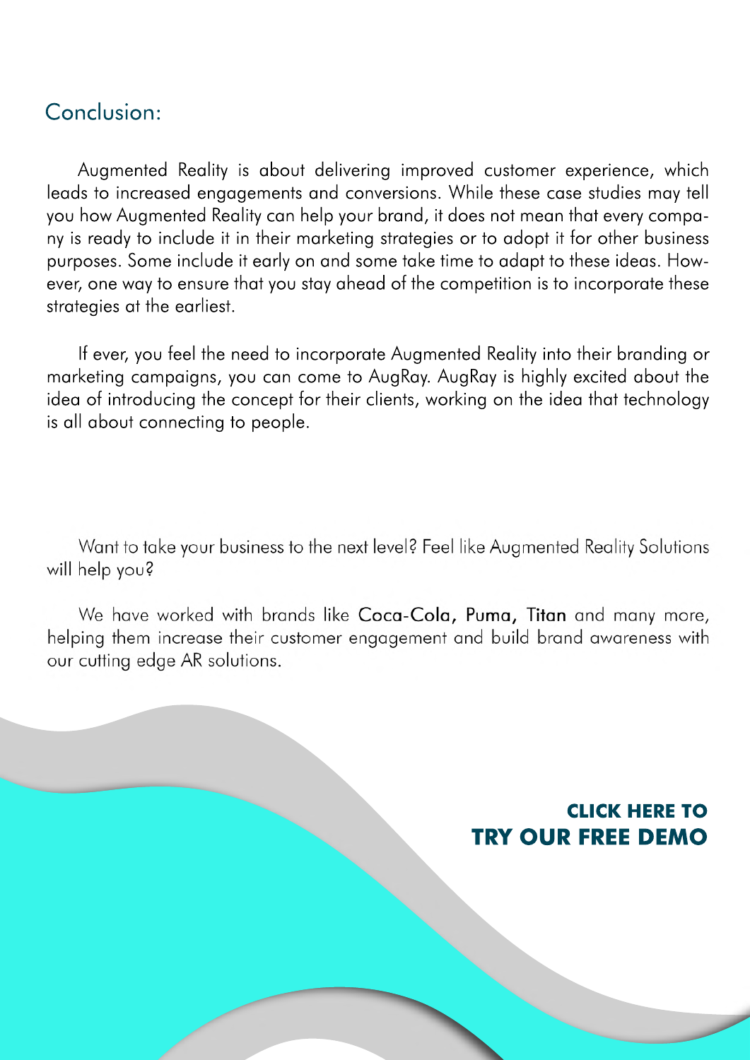## Conclusion:

Augmented Reality is about delivering improved customer experience, which leads to increased engagements and conversions. While these case studies may tell you how Augmented Reality can help your brand, it does not mean that every company is ready to include it in their marketing strategies or to adopt it for other business purposes. Some include it early on and some take time to adapt to these ideas. However, one way to ensure that you stay ahead of the competition is to incorporate these strategies at the earliest.

If ever, you feel the need to incorporate Augmented Reality into their branding or marketing campaigns, you can come to AugRay. AugRay is highly excited about the idea of introducing the concept for their clients, working on the idea that technology is all about connecting to people.

Want to take your business to the next level? Feel like Augmented Reality Solutions will help you?

We have worked with brands like **Coca-Cola, Puma, Titan** and many more, helping them increase their customer engagement and build brand awareness with our cutting edge AR solutions.

**CLICK HERE TO**
**TRY OUR FREE DEMO**